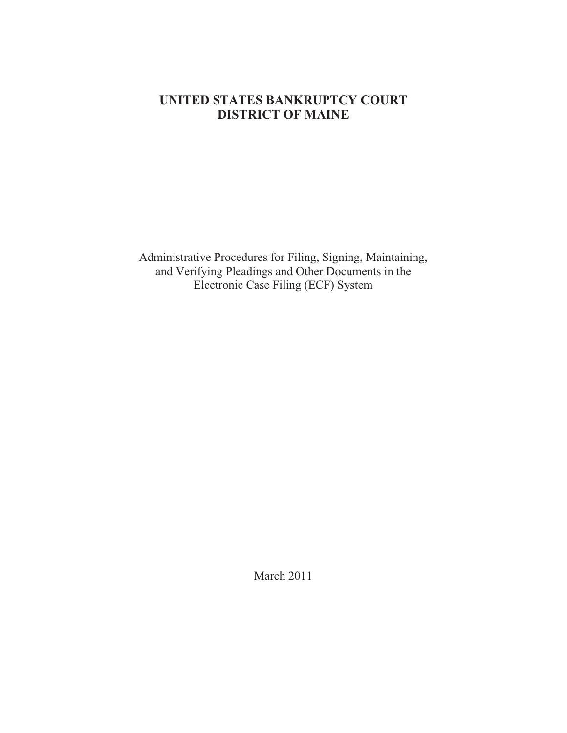# UNITED STATES BANKRUPTCY COURT
# DISTRICT OF MAINE

Administrative Procedures for Filing, Signing, Maintaining, and Verifying Pleadings and Other Documents in the Electronic Case Filing (ECF) System

March 2011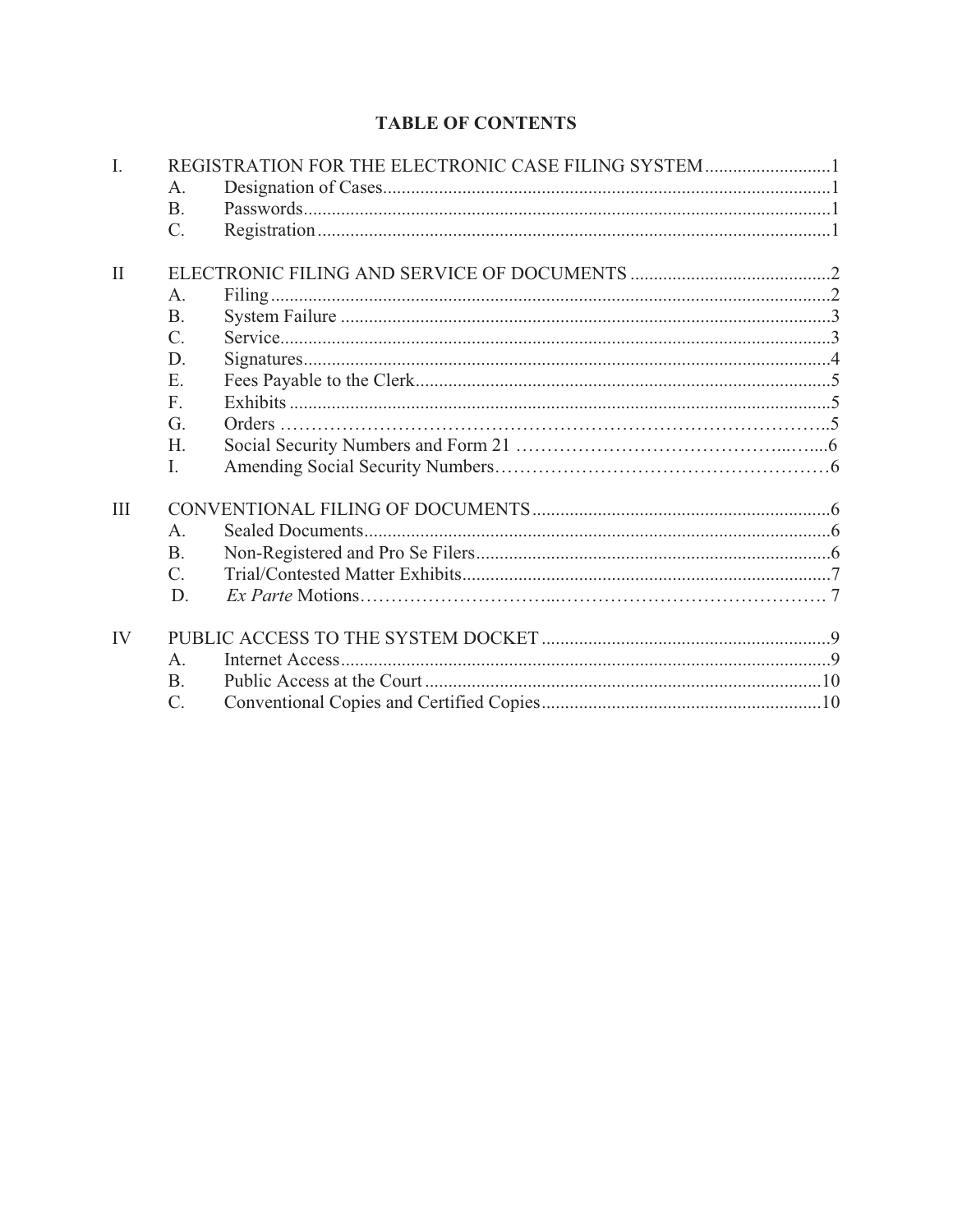# TABLE OF CONTENTS

I. REGISTRATION FOR THE ELECTRONIC CASE FILING SYSTEM ........................... 1
   - A. Designation of Cases ........................... 1
   - B. Passwords ........................... 1
   - C. Registration ........................... 1

II ELECTRONIC FILING AND SERVICE OF DOCUMENTS ........................... 2
   - A. Filing ........................... 2
   - B. System Failure ........................... 3
   - C. Service ........................... 3
   - D. Signatures ........................... 4
   - E. Fees Payable to the Clerk ........................... 5
   - F. Exhibits ........................... 5
   - G. Orders ........................... 5
   - H. Social Security Numbers and Form 21 ........................... 6
   - I. Amending Social Security Numbers ........................... 6

III CONVENTIONAL FILING OF DOCUMENTS ........................... 6
   - A. Sealed Documents ........................... 6
   - B. Non-Registered and Pro Se Filers ........................... 6
   - C. Trial/Contested Matter Exhibits ........................... 7
   - D. *Ex Parte* Motions ........................... 7

IV PUBLIC ACCESS TO THE SYSTEM DOCKET ........................... 9
   - A. Internet Access ........................... 9
   - B. Public Access at the Court ........................... 10
   - C. Conventional Copies and Certified Copies ........................... 10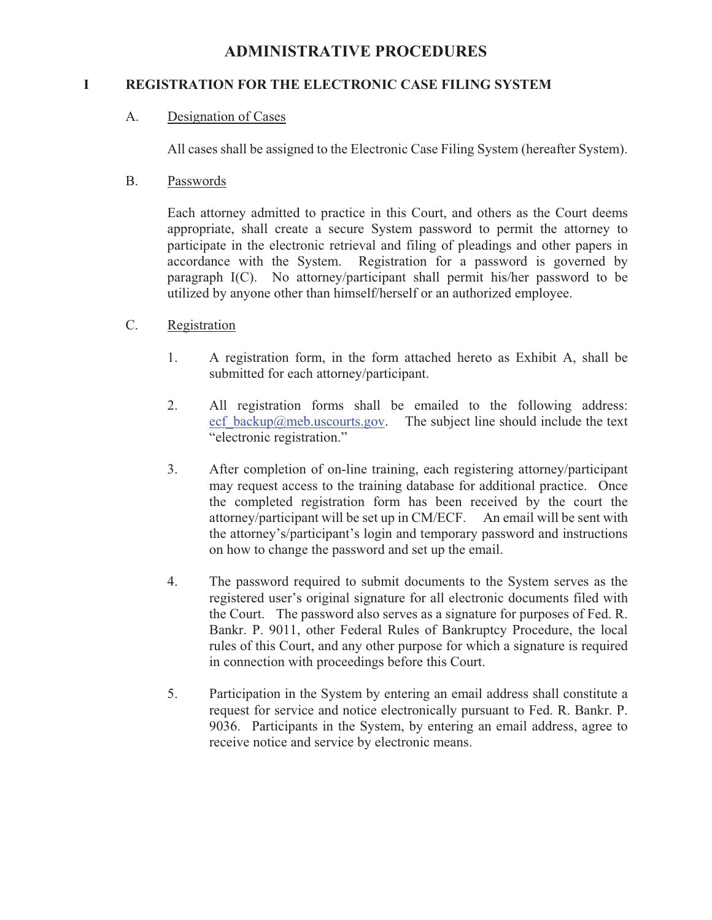# ADMINISTRATIVE PROCEDURES

## I REGISTRATION FOR THE ELECTRONIC CASE FILING SYSTEM

### A. Designation of Cases

All cases shall be assigned to the Electronic Case Filing System (hereafter System).

### B. Passwords

Each attorney admitted to practice in this Court, and others as the Court deems appropriate, shall create a secure System password to permit the attorney to participate in the electronic retrieval and filing of pleadings and other papers in accordance with the System. Registration for a password is governed by paragraph I(C). No attorney/participant shall permit his/her password to be utilized by anyone other than himself/herself or an authorized employee.

### C. Registration

1. A registration form, in the form attached hereto as Exhibit A, shall be submitted for each attorney/participant.

2. All registration forms shall be emailed to the following address: ecf_backup@meb.uscourts.gov. The subject line should include the text "electronic registration."

3. After completion of on-line training, each registering attorney/participant may request access to the training database for additional practice. Once the completed registration form has been received by the court the attorney/participant will be set up in CM/ECF. An email will be sent with the attorney's/participant's login and temporary password and instructions on how to change the password and set up the email.

4. The password required to submit documents to the System serves as the registered user's original signature for all electronic documents filed with the Court. The password also serves as a signature for purposes of Fed. R. Bankr. P. 9011, other Federal Rules of Bankruptcy Procedure, the local rules of this Court, and any other purpose for which a signature is required in connection with proceedings before this Court.

5. Participation in the System by entering an email address shall constitute a request for service and notice electronically pursuant to Fed. R. Bankr. P. 9036. Participants in the System, by entering an email address, agree to receive notice and service by electronic means.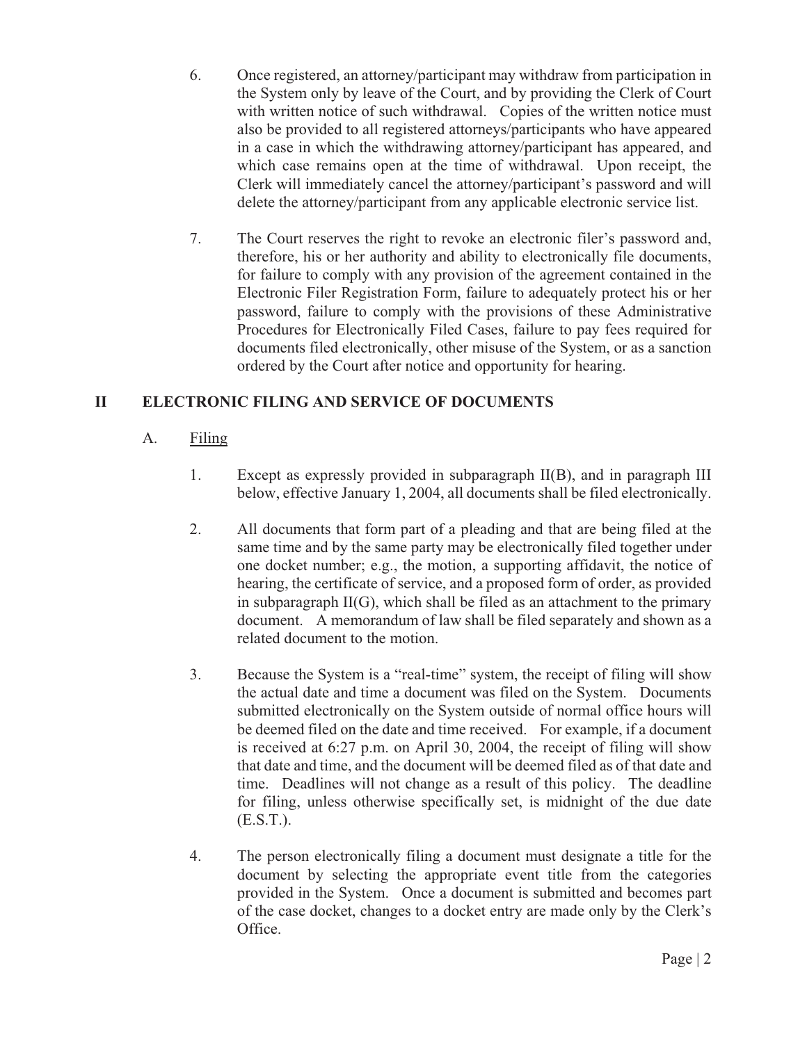6. Once registered, an attorney/participant may withdraw from participation in the System only by leave of the Court, and by providing the Clerk of Court with written notice of such withdrawal. Copies of the written notice must also be provided to all registered attorneys/participants who have appeared in a case in which the withdrawing attorney/participant has appeared, and which case remains open at the time of withdrawal. Upon receipt, the Clerk will immediately cancel the attorney/participant's password and will delete the attorney/participant from any applicable electronic service list.

7. The Court reserves the right to revoke an electronic filer's password and, therefore, his or her authority and ability to electronically file documents, for failure to comply with any provision of the agreement contained in the Electronic Filer Registration Form, failure to adequately protect his or her password, failure to comply with the provisions of these Administrative Procedures for Electronically Filed Cases, failure to pay fees required for documents filed electronically, other misuse of the System, or as a sanction ordered by the Court after notice and opportunity for hearing.

## II ELECTRONIC FILING AND SERVICE OF DOCUMENTS

### A. Filing

1. Except as expressly provided in subparagraph II(B), and in paragraph III below, effective January 1, 2004, all documents shall be filed electronically.

2. All documents that form part of a pleading and that are being filed at the same time and by the same party may be electronically filed together under one docket number; e.g., the motion, a supporting affidavit, the notice of hearing, the certificate of service, and a proposed form of order, as provided in subparagraph II(G), which shall be filed as an attachment to the primary document. A memorandum of law shall be filed separately and shown as a related document to the motion.

3. Because the System is a "real-time" system, the receipt of filing will show the actual date and time a document was filed on the System. Documents submitted electronically on the System outside of normal office hours will be deemed filed on the date and time received. For example, if a document is received at 6:27 p.m. on April 30, 2004, the receipt of filing will show that date and time, and the document will be deemed filed as of that date and time. Deadlines will not change as a result of this policy. The deadline for filing, unless otherwise specifically set, is midnight of the due date (E.S.T.).

4. The person electronically filing a document must designate a title for the document by selecting the appropriate event title from the categories provided in the System. Once a document is submitted and becomes part of the case docket, changes to a docket entry are made only by the Clerk's Office.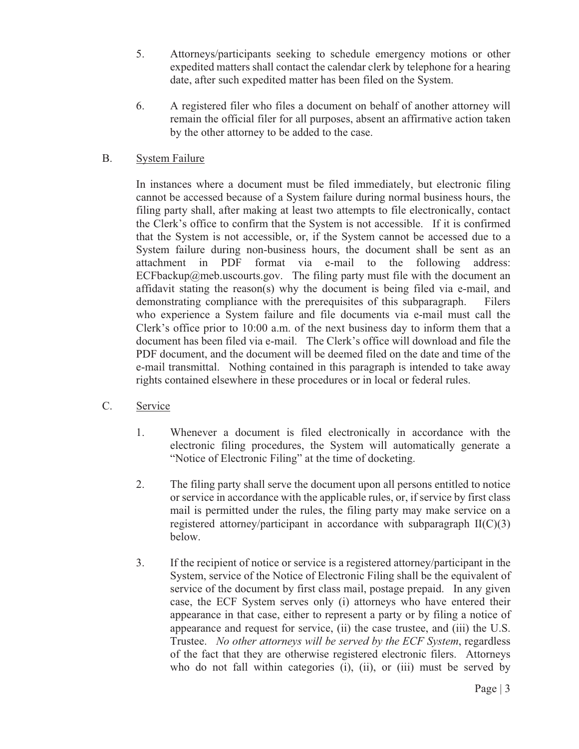5. Attorneys/participants seeking to schedule emergency motions or other expedited matters shall contact the calendar clerk by telephone for a hearing date, after such expedited matter has been filed on the System.

6. A registered filer who files a document on behalf of another attorney will remain the official filer for all purposes, absent an affirmative action taken by the other attorney to be added to the case.

B. <u>System Failure</u>

In instances where a document must be filed immediately, but electronic filing cannot be accessed because of a System failure during normal business hours, the filing party shall, after making at least two attempts to file electronically, contact the Clerk's office to confirm that the System is not accessible. If it is confirmed that the System is not accessible, or, if the System cannot be accessed due to a System failure during non-business hours, the document shall be sent as an attachment in PDF format via e-mail to the following address: ECFbackup@meb.uscourts.gov. The filing party must file with the document an affidavit stating the reason(s) why the document is being filed via e-mail, and demonstrating compliance with the prerequisites of this subparagraph. Filers who experience a System failure and file documents via e-mail must call the Clerk's office prior to 10:00 a.m. of the next business day to inform them that a document has been filed via e-mail. The Clerk's office will download and file the PDF document, and the document will be deemed filed on the date and time of the e-mail transmittal. Nothing contained in this paragraph is intended to take away rights contained elsewhere in these procedures or in local or federal rules.

C. <u>Service</u>

1. Whenever a document is filed electronically in accordance with the electronic filing procedures, the System will automatically generate a "Notice of Electronic Filing" at the time of docketing.

2. The filing party shall serve the document upon all persons entitled to notice or service in accordance with the applicable rules, or, if service by first class mail is permitted under the rules, the filing party may make service on a registered attorney/participant in accordance with subparagraph II(C)(3) below.

3. If the recipient of notice or service is a registered attorney/participant in the System, service of the Notice of Electronic Filing shall be the equivalent of service of the document by first class mail, postage prepaid. In any given case, the ECF System serves only (i) attorneys who have entered their appearance in that case, either to represent a party or by filing a notice of appearance and request for service, (ii) the case trustee, and (iii) the U.S. Trustee. *No other attorneys will be served by the ECF System*, regardless of the fact that they are otherwise registered electronic filers. Attorneys who do not fall within categories (i), (ii), or (iii) must be served by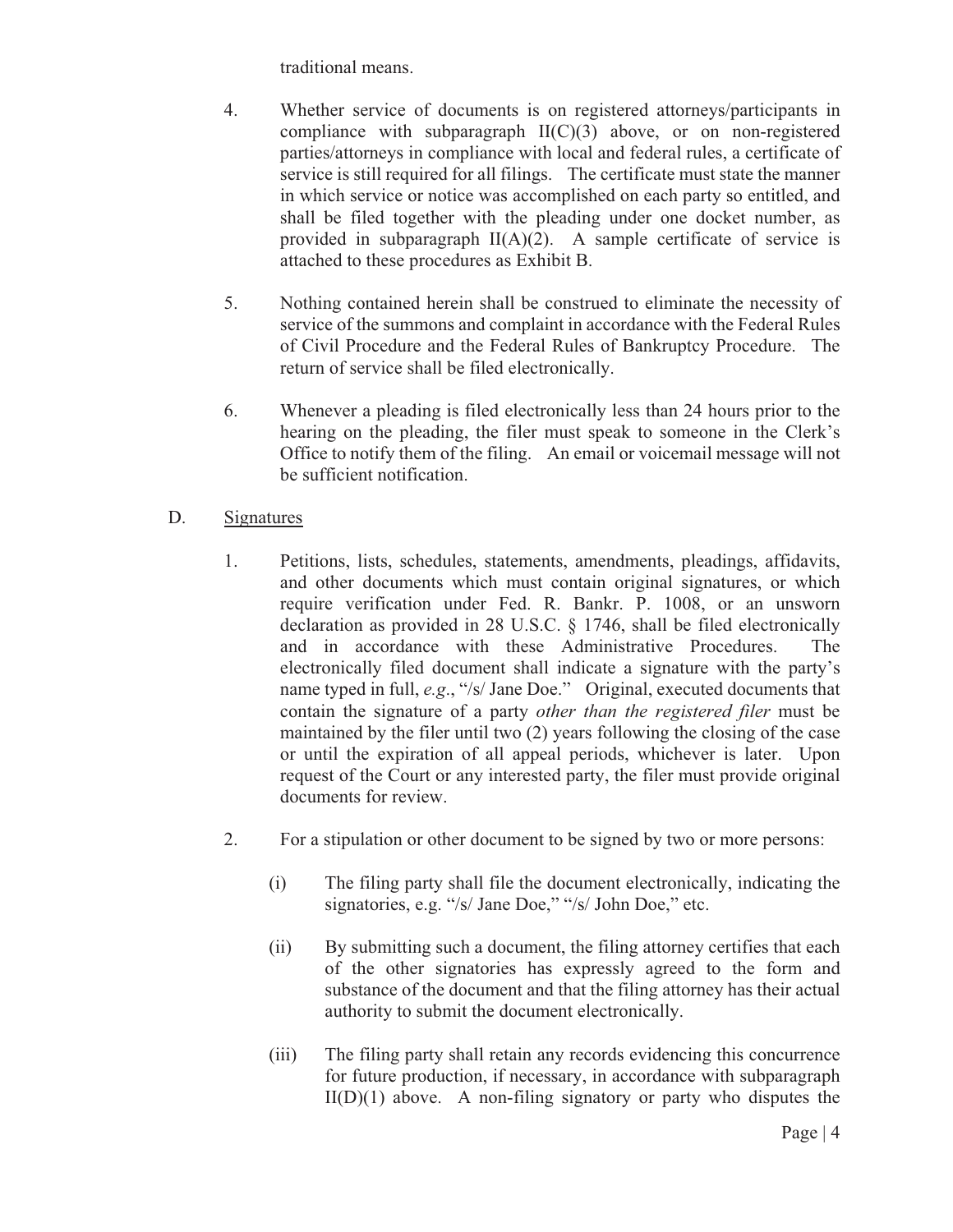traditional means.

4. Whether service of documents is on registered attorneys/participants in compliance with subparagraph II(C)(3) above, or on non-registered parties/attorneys in compliance with local and federal rules, a certificate of service is still required for all filings. The certificate must state the manner in which service or notice was accomplished on each party so entitled, and shall be filed together with the pleading under one docket number, as provided in subparagraph II(A)(2). A sample certificate of service is attached to these procedures as Exhibit B.

5. Nothing contained herein shall be construed to eliminate the necessity of service of the summons and complaint in accordance with the Federal Rules of Civil Procedure and the Federal Rules of Bankruptcy Procedure. The return of service shall be filed electronically.

6. Whenever a pleading is filed electronically less than 24 hours prior to the hearing on the pleading, the filer must speak to someone in the Clerk's Office to notify them of the filing. An email or voicemail message will not be sufficient notification.

D. <u>Signatures</u>

1. Petitions, lists, schedules, statements, amendments, pleadings, affidavits, and other documents which must contain original signatures, or which require verification under Fed. R. Bankr. P. 1008, or an unsworn declaration as provided in 28 U.S.C. § 1746, shall be filed electronically and in accordance with these Administrative Procedures. The electronically filed document shall indicate a signature with the party's name typed in full, *e.g*., "/s/ Jane Doe." Original, executed documents that contain the signature of a party *other than the registered filer* must be maintained by the filer until two (2) years following the closing of the case or until the expiration of all appeal periods, whichever is later. Upon request of the Court or any interested party, the filer must provide original documents for review.

2. For a stipulation or other document to be signed by two or more persons:

   (i) The filing party shall file the document electronically, indicating the signatories, e.g. "/s/ Jane Doe," "/s/ John Doe," etc.

   (ii) By submitting such a document, the filing attorney certifies that each of the other signatories has expressly agreed to the form and substance of the document and that the filing attorney has their actual authority to submit the document electronically.

   (iii) The filing party shall retain any records evidencing this concurrence for future production, if necessary, in accordance with subparagraph II(D)(1) above. A non-filing signatory or party who disputes the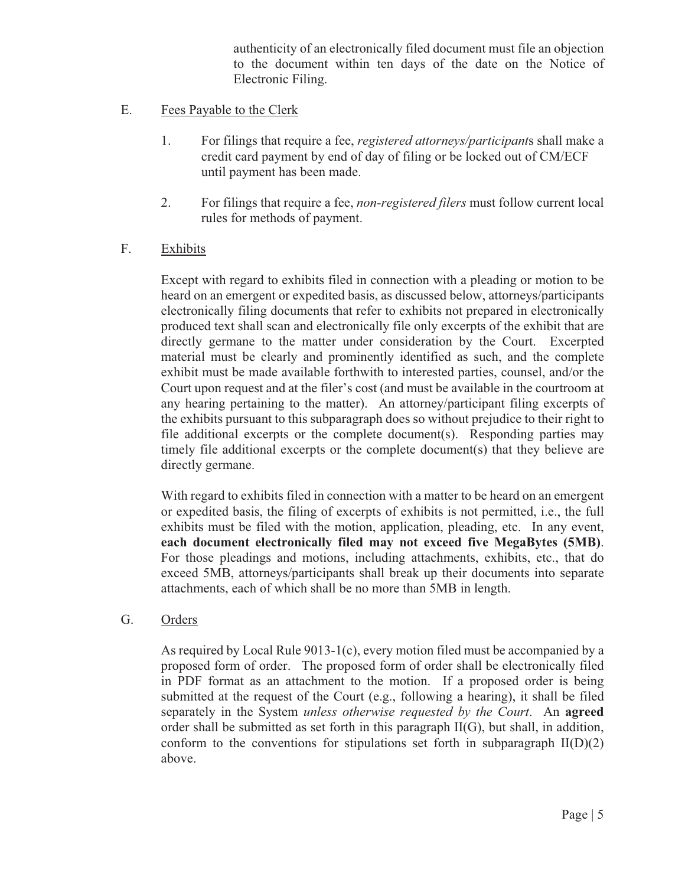authenticity of an electronically filed document must file an objection to the document within ten days of the date on the Notice of Electronic Filing.

E. Fees Payable to the Clerk

1. For filings that require a fee, *registered attorneys/participant*s shall make a credit card payment by end of day of filing or be locked out of CM/ECF until payment has been made.

2. For filings that require a fee, *non-registered filers* must follow current local rules for methods of payment.

F. Exhibits

Except with regard to exhibits filed in connection with a pleading or motion to be heard on an emergent or expedited basis, as discussed below, attorneys/participants electronically filing documents that refer to exhibits not prepared in electronically produced text shall scan and electronically file only excerpts of the exhibit that are directly germane to the matter under consideration by the Court. Excerpted material must be clearly and prominently identified as such, and the complete exhibit must be made available forthwith to interested parties, counsel, and/or the Court upon request and at the filer's cost (and must be available in the courtroom at any hearing pertaining to the matter). An attorney/participant filing excerpts of the exhibits pursuant to this subparagraph does so without prejudice to their right to file additional excerpts or the complete document(s). Responding parties may timely file additional excerpts or the complete document(s) that they believe are directly germane.

With regard to exhibits filed in connection with a matter to be heard on an emergent or expedited basis, the filing of excerpts of exhibits is not permitted, i.e., the full exhibits must be filed with the motion, application, pleading, etc. In any event, **each document electronically filed may not exceed five MegaBytes (5MB)**. For those pleadings and motions, including attachments, exhibits, etc., that do exceed 5MB, attorneys/participants shall break up their documents into separate attachments, each of which shall be no more than 5MB in length.

G. Orders

As required by Local Rule 9013-1(c), every motion filed must be accompanied by a proposed form of order. The proposed form of order shall be electronically filed in PDF format as an attachment to the motion. If a proposed order is being submitted at the request of the Court (e.g., following a hearing), it shall be filed separately in the System *unless otherwise requested by the Court*. An **agreed** order shall be submitted as set forth in this paragraph II(G), but shall, in addition, conform to the conventions for stipulations set forth in subparagraph II(D)(2) above.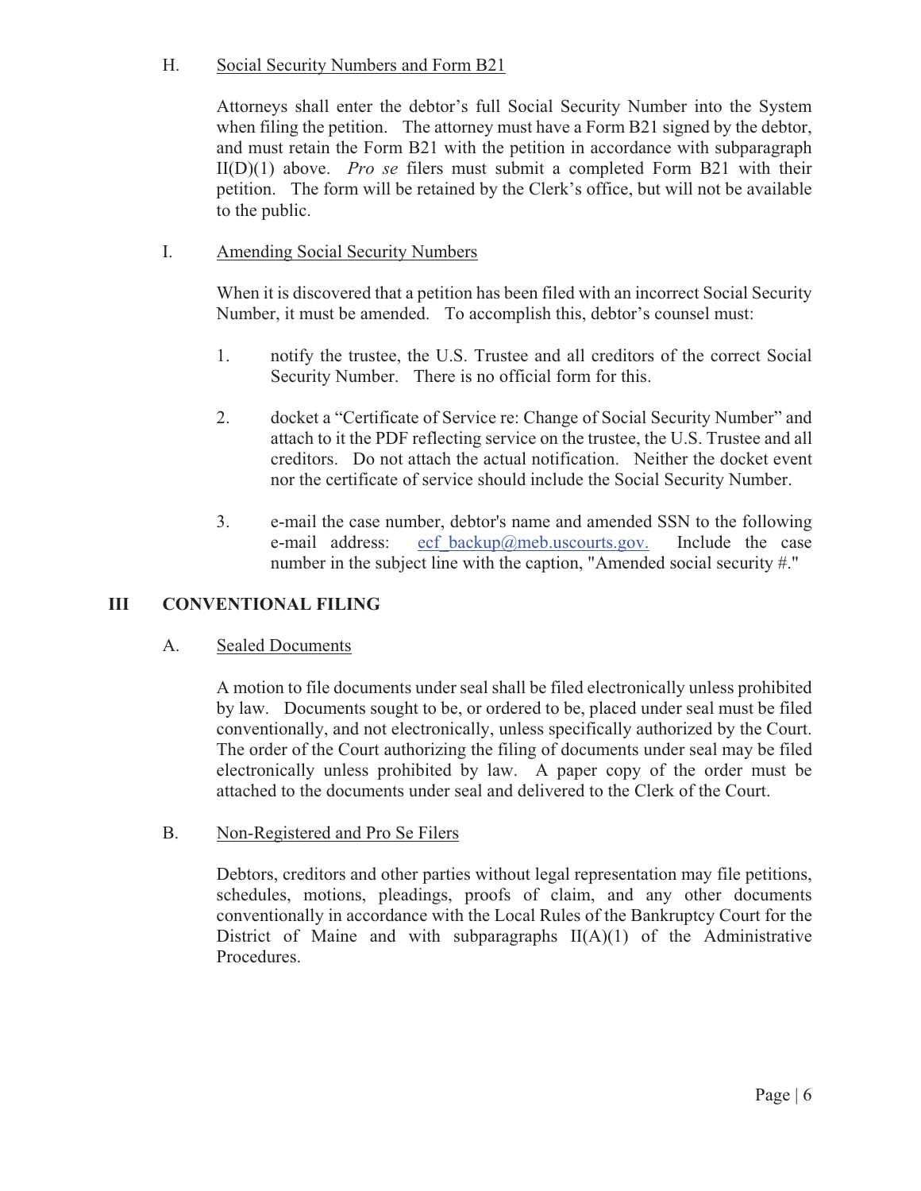### H. Social Security Numbers and Form B21

Attorneys shall enter the debtor's full Social Security Number into the System when filing the petition. The attorney must have a Form B21 signed by the debtor, and must retain the Form B21 with the petition in accordance with subparagraph II(D)(1) above. *Pro se* filers must submit a completed Form B21 with their petition. The form will be retained by the Clerk's office, but will not be available to the public.

### I. Amending Social Security Numbers

When it is discovered that a petition has been filed with an incorrect Social Security Number, it must be amended. To accomplish this, debtor's counsel must:

1. notify the trustee, the U.S. Trustee and all creditors of the correct Social Security Number. There is no official form for this.

2. docket a "Certificate of Service re: Change of Social Security Number" and attach to it the PDF reflecting service on the trustee, the U.S. Trustee and all creditors. Do not attach the actual notification. Neither the docket event nor the certificate of service should include the Social Security Number.

3. e-mail the case number, debtor's name and amended SSN to the following e-mail address: ecf_backup@meb.uscourts.gov. Include the case number in the subject line with the caption, "Amended social security #."

## III CONVENTIONAL FILING

### A. Sealed Documents

A motion to file documents under seal shall be filed electronically unless prohibited by law. Documents sought to be, or ordered to be, placed under seal must be filed conventionally, and not electronically, unless specifically authorized by the Court. The order of the Court authorizing the filing of documents under seal may be filed electronically unless prohibited by law. A paper copy of the order must be attached to the documents under seal and delivered to the Clerk of the Court.

### B. Non-Registered and Pro Se Filers

Debtors, creditors and other parties without legal representation may file petitions, schedules, motions, pleadings, proofs of claim, and any other documents conventionally in accordance with the Local Rules of the Bankruptcy Court for the District of Maine and with subparagraphs II(A)(1) of the Administrative Procedures.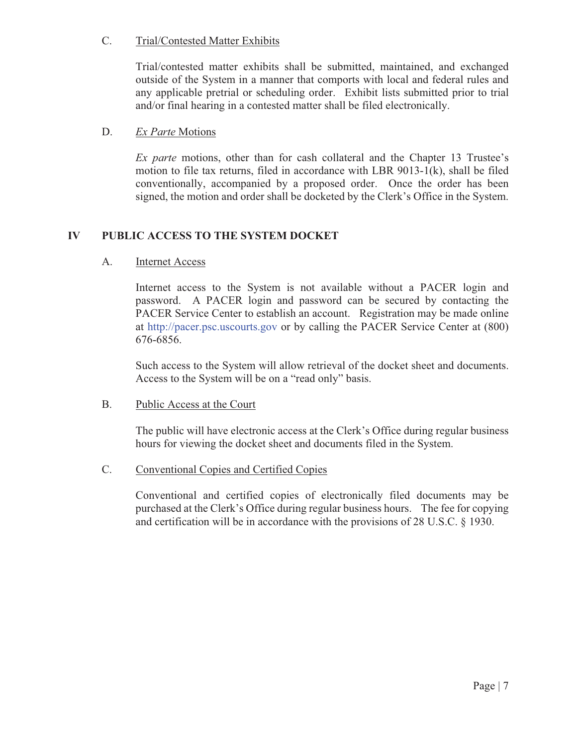### C. Trial/Contested Matter Exhibits

Trial/contested matter exhibits shall be submitted, maintained, and exchanged outside of the System in a manner that comports with local and federal rules and any applicable pretrial or scheduling order. Exhibit lists submitted prior to trial and/or final hearing in a contested matter shall be filed electronically.

### D. *Ex Parte* Motions

*Ex parte* motions, other than for cash collateral and the Chapter 13 Trustee's motion to file tax returns, filed in accordance with LBR 9013-1(k), shall be filed conventionally, accompanied by a proposed order. Once the order has been signed, the motion and order shall be docketed by the Clerk's Office in the System.

## IV PUBLIC ACCESS TO THE SYSTEM DOCKET

### A. Internet Access

Internet access to the System is not available without a PACER login and password. A PACER login and password can be secured by contacting the PACER Service Center to establish an account. Registration may be made online at http://pacer.psc.uscourts.gov or by calling the PACER Service Center at (800) 676-6856.

Such access to the System will allow retrieval of the docket sheet and documents. Access to the System will be on a "read only" basis.

### B. Public Access at the Court

The public will have electronic access at the Clerk's Office during regular business hours for viewing the docket sheet and documents filed in the System.

### C. Conventional Copies and Certified Copies

Conventional and certified copies of electronically filed documents may be purchased at the Clerk's Office during regular business hours. The fee for copying and certification will be in accordance with the provisions of 28 U.S.C. § 1930.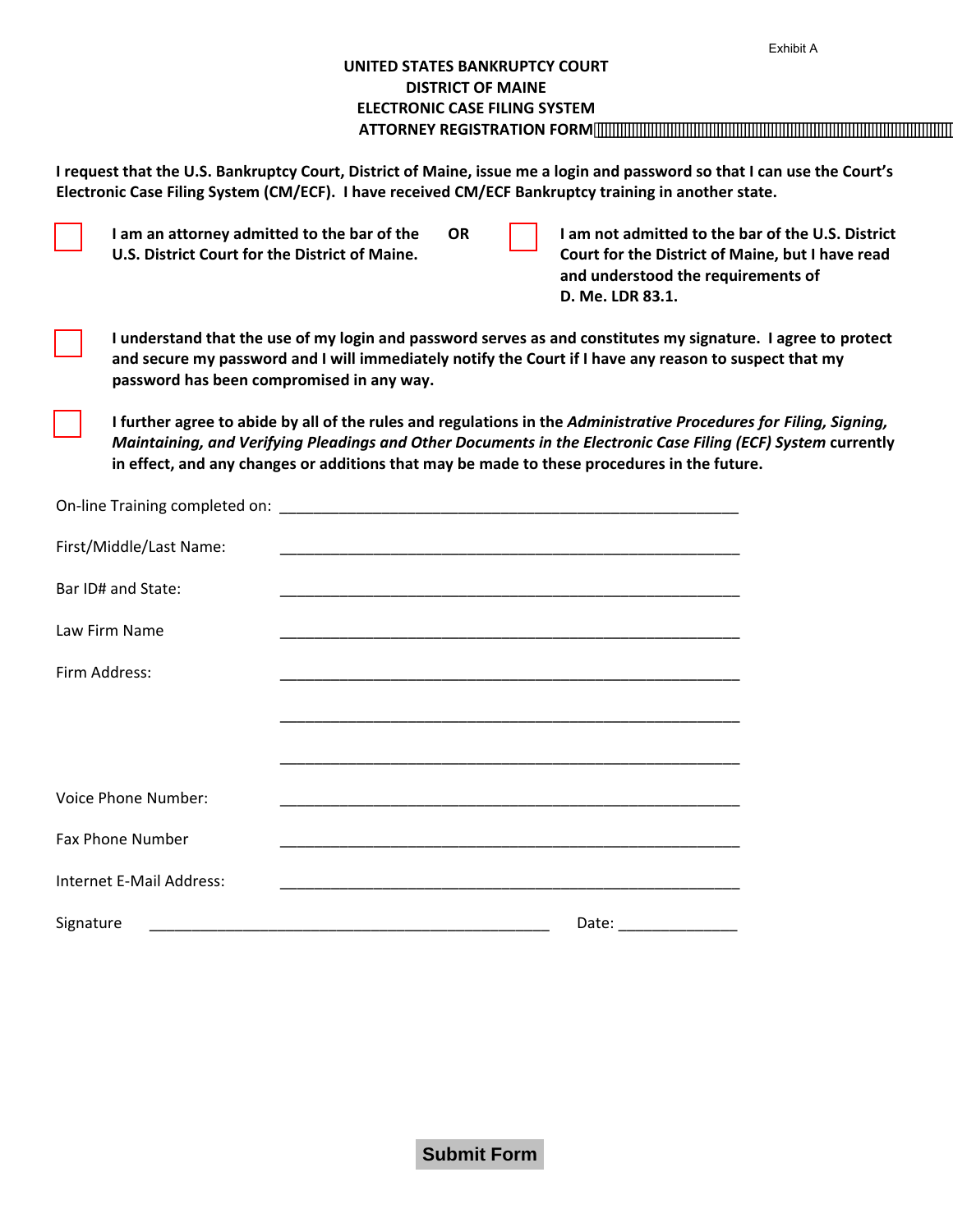Exhibit A

**UNITED STATES BANKRUPTCY COURT**
**DISTRICT OF MAINE**
**ELECTRONIC CASE FILING SYSTEM**
**ATTORNEY REGISTRATION FORM**

**I request that the U.S. Bankruptcy Court, District of Maine, issue me a login and password so that I can use the Court's Electronic Case Filing System (CM/ECF). I have received CM/ECF Bankruptcy training in another state.**

☐ **I am an attorney admitted to the bar of the U.S. District Court for the District of Maine.** **OR** ☐ **I am not admitted to the bar of the U.S. District Court for the District of Maine, but I have read and understood the requirements of D. Me. LDR 83.1.**

☐ **I understand that the use of my login and password serves as and constitutes my signature. I agree to protect and secure my password and I will immediately notify the Court if I have any reason to suspect that my password has been compromised in any way.**

☐ **I further agree to abide by all of the rules and regulations in the *Administrative Procedures for Filing, Signing, Maintaining, and Verifying Pleadings and Other Documents in the Electronic Case Filing (ECF) System* currently in effect, and any changes or additions that may be made to these procedures in the future.**

On-line Training completed on: ____________________________________________

First/Middle/Last Name: ____________________________________________

Bar ID# and State: ____________________________________________

Law Firm Name ____________________________________________

Firm Address: ____________________________________________

____________________________________________

____________________________________________

Voice Phone Number: ____________________________________________

Fax Phone Number ____________________________________________

Internet E-Mail Address: ____________________________________________

Signature ______________________________________ Date: ____________

Submit Form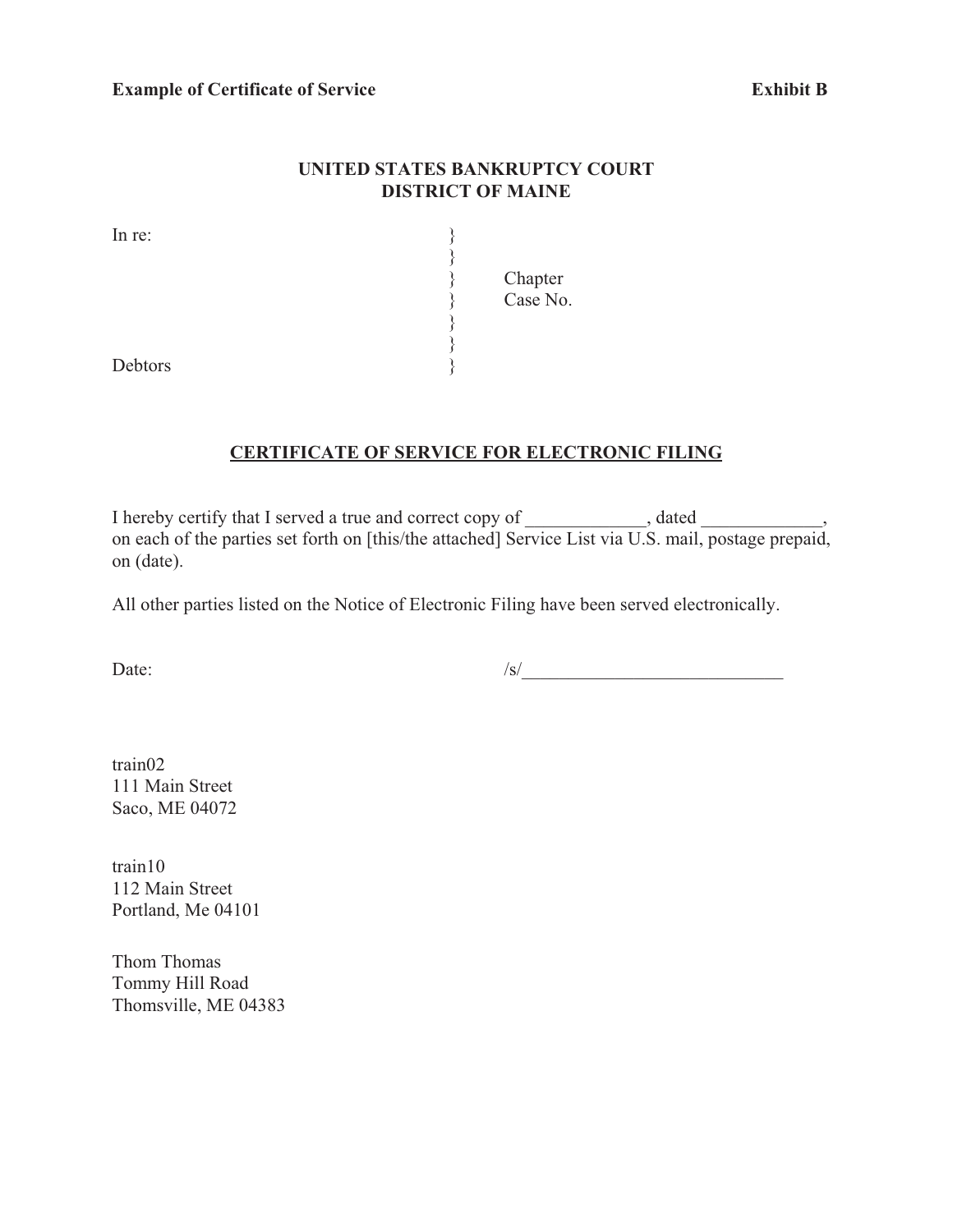**Example of Certificate of Service** **Exhibit B**

**UNITED STATES BANKRUPTCY COURT**
**DISTRICT OF MAINE**

| | | |
|---|---|---|
| In re: | } | |
| | } | |
| | } | Chapter |
| | } | Case No. |
| | } | |
| | } | |
| Debtors | } | |

**<u>CERTIFICATE OF SERVICE FOR ELECTRONIC FILING</u>**

I hereby certify that I served a true and correct copy of _____________, dated _____________, on each of the parties set forth on [this/the attached] Service List via U.S. mail, postage prepaid, on (date).

All other parties listed on the Notice of Electronic Filing have been served electronically.

Date: /s/____________________________

train02
111 Main Street
Saco, ME 04072

train10
112 Main Street
Portland, Me 04101

Thom Thomas
Tommy Hill Road
Thomsville, ME 04383